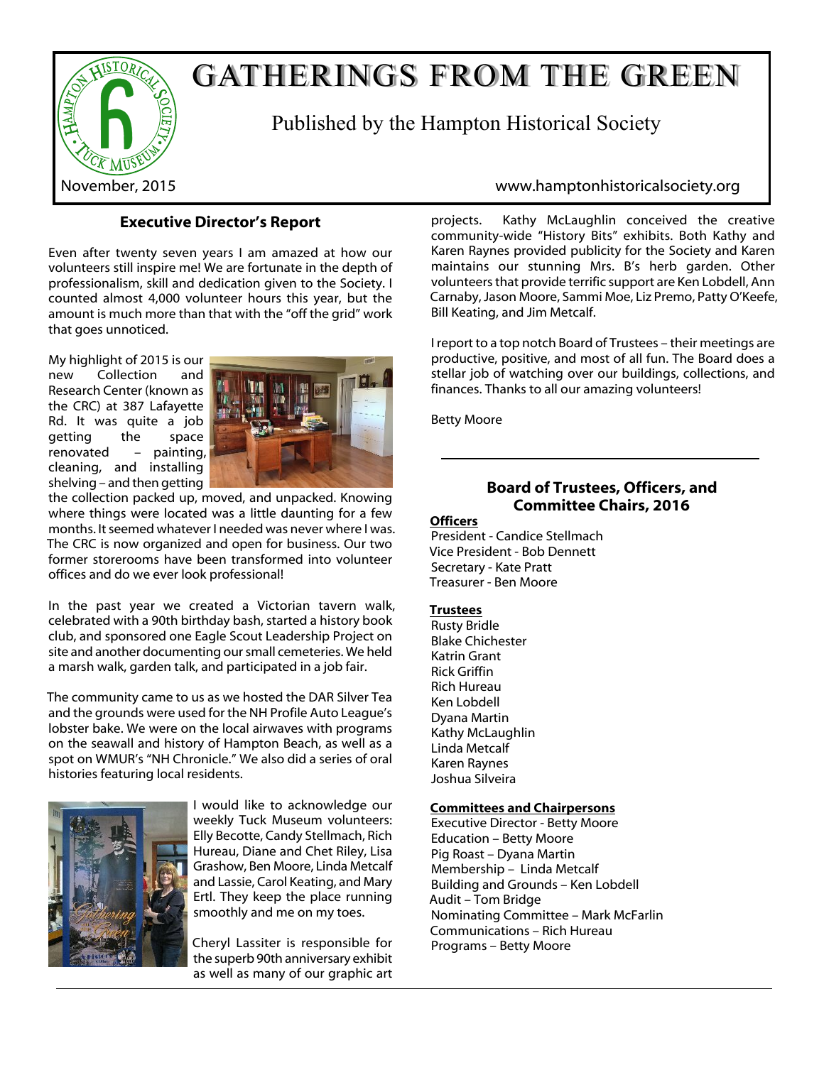# GATHERINGS FROM THE GREEN

Published by the Hampton Historical Society

November, 2015

www.hamptonhistoricalsociety.org

## Executive Director's Report

Even after twenty seven years I am amazed at how our volunteers still inspire me! We are fortunate in the depth of professionalism, skill and dedication given to the Society. I counted almost 4,000 volunteer hours this year, but the amount is much more than that with the "off the grid" work that goes unnoticed.

My highlight of 2015 is our new Collection and Research Center (known as the CRC) at 387 Lafayette Rd. It was quite a job getting the space renovated – painting, cleaning, and installing shelving – and then getting the collection packed up, moved, and unpacked. Knowing where things were located was a little daunting for a few months. It seemed whatever I needed was never where I was. The CRC is now organized and open for business. Our two former storerooms have been transformed into volunteer offices and do we ever look professional!

In the past year we created a Victorian tavern walk, celebrated with a 90th birthday bash, started a history book club, and sponsored one Eagle Scout Leadership Project on site and another documenting our small cemeteries. We held a marsh walk, garden talk, and participated in a job fair.

The community came to us as we hosted the DAR Silver Tea and the grounds were used for the NH Profile Auto League's lobster bake. We were on the local airwaves with programs on the seawall and history of Hampton Beach, as well as a spot on WMUR's "NH Chronicle." We also did a series of oral histories featuring local residents.

I would like to acknowledge our weekly Tuck Museum volunteers: Elly Becotte, Candy Stellmach, Rich Hureau, Diane and Chet Riley, Lisa Grashow, Ben Moore, Linda Metcalf and Lassie, Carol Keating, and Mary Ertl. They keep the place running smoothly and me on my toes.

Cheryl Lassiter is responsible for the superb 90th anniversary exhibit as well as many of our graphic art projects. Kathy McLaughlin conceived the creative community-wide "History Bits" exhibits. Both Kathy and Karen Raynes provided publicity for the Society and Karen maintains our stunning Mrs. B's herb garden. Other volunteers that provide terrific support are Ken Lobdell, Ann Carnaby, Jason Moore, Sammi Moe, Liz Premo, Patty O'Keefe, Bill Keating, and Jim Metcalf.

I report to a top notch Board of Trustees – their meetings are productive, positive, and most of all fun. The Board does a stellar job of watching over our buildings, collections, and finances. Thanks to all our amazing volunteers!

Betty Moore

---

## Board of Trustees, Officers, and Committee Chairs, 2016

**Officers**

President - Candice Stellmach
Vice President - Bob Dennett
Secretary - Kate Pratt
Treasurer - Ben Moore

**Trustees**

Rusty Bridle
Blake Chichester
Katrin Grant
Rick Griffin
Rich Hureau
Ken Lobdell
Dyana Martin
Kathy McLaughlin
Linda Metcalf
Karen Raynes
Joshua Silveira

**Committees and Chairpersons**

Executive Director - Betty Moore
Education – Betty Moore
Pig Roast – Dyana Martin
Membership – Linda Metcalf
Building and Grounds – Ken Lobdell
Audit – Tom Bridge
Nominating Committee – Mark McFarlin
Communications – Rich Hureau
Programs – Betty Moore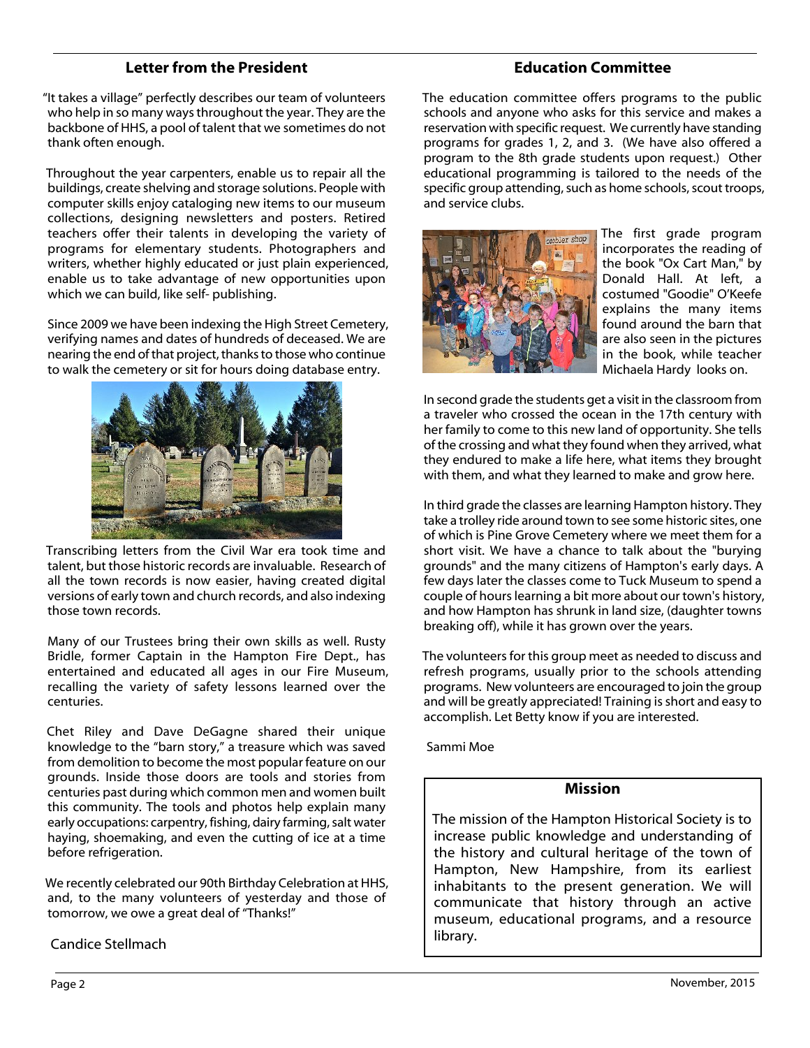## Letter from the President

"It takes a village" perfectly describes our team of volunteers who help in so many ways throughout the year. They are the backbone of HHS, a pool of talent that we sometimes do not thank often enough.

Throughout the year carpenters, enable us to repair all the buildings, create shelving and storage solutions. People with computer skills enjoy cataloging new items to our museum collections, designing newsletters and posters. Retired teachers offer their talents in developing the variety of programs for elementary students. Photographers and writers, whether highly educated or just plain experienced, enable us to take advantage of new opportunities upon which we can build, like self- publishing.

Since 2009 we have been indexing the High Street Cemetery, verifying names and dates of hundreds of deceased. We are nearing the end of that project, thanks to those who continue to walk the cemetery or sit for hours doing database entry.

Transcribing letters from the Civil War era took time and talent, but those historic records are invaluable. Research of all the town records is now easier, having created digital versions of early town and church records, and also indexing those town records.

Many of our Trustees bring their own skills as well. Rusty Bridle, former Captain in the Hampton Fire Dept., has entertained and educated all ages in our Fire Museum, recalling the variety of safety lessons learned over the centuries.

Chet Riley and Dave DeGagne shared their unique knowledge to the "barn story," a treasure which was saved from demolition to become the most popular feature on our grounds. Inside those doors are tools and stories from centuries past during which common men and women built this community. The tools and photos help explain many early occupations: carpentry, fishing, dairy farming, salt water haying, shoemaking, and even the cutting of ice at a time before refrigeration.

We recently celebrated our 90th Birthday Celebration at HHS, and, to the many volunteers of yesterday and those of tomorrow, we owe a great deal of "Thanks!"

Candice Stellmach

## Education Committee

The education committee offers programs to the public schools and anyone who asks for this service and makes a reservation with specific request. We currently have standing programs for grades 1, 2, and 3. (We have also offered a program to the 8th grade students upon request.) Other educational programming is tailored to the needs of the specific group attending, such as home schools, scout troops, and service clubs.

The first grade program incorporates the reading of the book "Ox Cart Man," by Donald Hall. At left, a costumed "Goodie" O'Keefe explains the many items found around the barn that are also seen in the pictures in the book, while teacher Michaela Hardy looks on.

In second grade the students get a visit in the classroom from a traveler who crossed the ocean in the 17th century with her family to come to this new land of opportunity. She tells of the crossing and what they found when they arrived, what they endured to make a life here, what items they brought with them, and what they learned to make and grow here.

In third grade the classes are learning Hampton history. They take a trolley ride around town to see some historic sites, one of which is Pine Grove Cemetery where we meet them for a short visit. We have a chance to talk about the "burying grounds" and the many citizens of Hampton's early days. A few days later the classes come to Tuck Museum to spend a couple of hours learning a bit more about our town's history, and how Hampton has shrunk in land size, (daughter towns breaking off), while it has grown over the years.

The volunteers for this group meet as needed to discuss and refresh programs, usually prior to the schools attending programs. New volunteers are encouraged to join the group and will be greatly appreciated! Training is short and easy to accomplish. Let Betty know if you are interested.

Sammi Moe

### Mission

The mission of the Hampton Historical Society is to increase public knowledge and understanding of the history and cultural heritage of the town of Hampton, New Hampshire, from its earliest inhabitants to the present generation. We will communicate that history through an active museum, educational programs, and a resource library.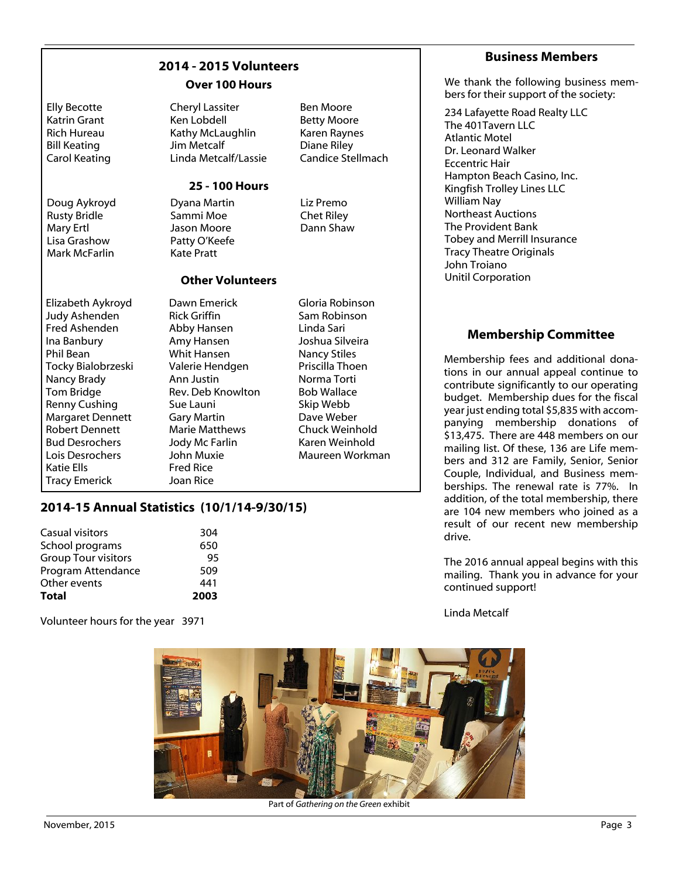## 2014 - 2015 Volunteers

### Over 100 Hours

Elly Becotte
Katrin Grant
Rich Hureau
Bill Keating
Carol Keating
Cheryl Lassiter
Ken Lobdell
Kathy McLaughlin
Jim Metcalf
Linda Metcalf/Lassie
Ben Moore
Betty Moore
Karen Raynes
Diane Riley
Candice Stellmach

### 25 - 100 Hours

Doug Aykroyd
Rusty Bridle
Mary Ertl
Lisa Grashow
Mark McFarlin
Dyana Martin
Sammi Moe
Jason Moore
Patty O'Keefe
Kate Pratt
Liz Premo
Chet Riley
Dann Shaw

### Other Volunteers

Elizabeth Aykroyd
Judy Ashenden
Fred Ashenden
Ina Banbury
Phil Bean
Tocky Bialobrzeski
Nancy Brady
Tom Bridge
Renny Cushing
Margaret Dennett
Robert Dennett
Bud Desrochers
Lois Desrochers
Katie Ells
Tracy Emerick
Dawn Emerick
Rick Griffin
Abby Hansen
Amy Hansen
Whit Hansen
Valerie Hendgen
Ann Justin
Rev. Deb Knowlton
Sue Launi
Gary Martin
Marie Matthews
Jody Mc Farlin
John Muxie
Fred Rice
Joan Rice
Gloria Robinson
Sam Robinson
Linda Sari
Joshua Silveira
Nancy Stiles
Priscilla Thoen
Norma Torti
Bob Wallace
Skip Webb
Dave Weber
Chuck Weinhold
Karen Weinhold
Maureen Workman

## 2014-15 Annual Statistics (10/1/14-9/30/15)

| | |
|---|---|
| Casual visitors | 304 |
| School programs | 650 |
| Group Tour visitors | 95 |
| Program Attendance | 509 |
| Other events | 441 |
| **Total** | **2003** |

Volunteer hours for the year 3971

## Business Members

We thank the following business members for their support of the society:

234 Lafayette Road Realty LLC
The 401Tavern LLC
Atlantic Motel
Dr. Leonard Walker
Eccentric Hair
Hampton Beach Casino, Inc.
Kingfish Trolley Lines LLC
William Nay
Northeast Auctions
The Provident Bank
Tobey and Merrill Insurance
Tracy Theatre Originals
John Troiano
Unitil Corporation

## Membership Committee

Membership fees and additional donations in our annual appeal continue to contribute significantly to our operating budget. Membership dues for the fiscal year just ending total $5,835 with accompanying membership donations of $13,475. There are 448 members on our mailing list. Of these, 136 are Life members and 312 are Family, Senior, Senior Couple, Individual, and Business memberships. The renewal rate is 77%. In addition, of the total membership, there are 104 new members who joined as a result of our recent new membership drive.

The 2016 annual appeal begins with this mailing. Thank you in advance for your continued support!

Linda Metcalf

Part of *Gathering on the Green* exhibit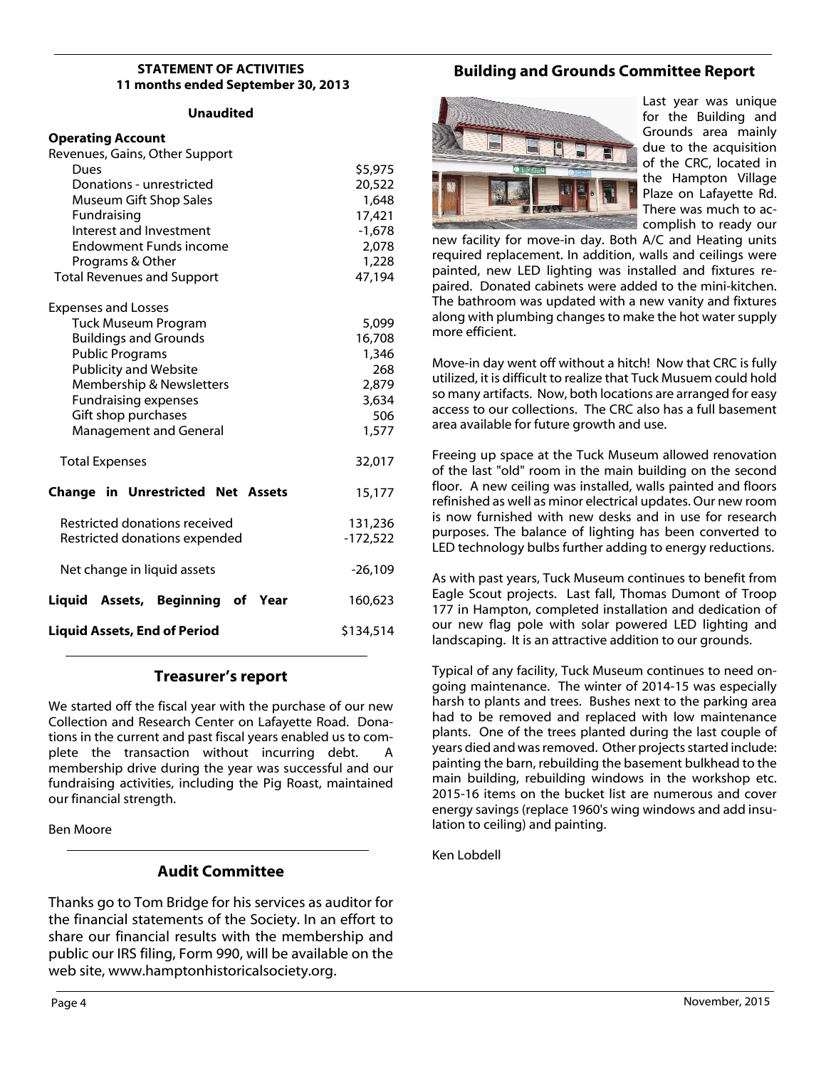**STATEMENT OF ACTIVITIES**
**11 months ended September 30, 2013**

**Unaudited**

| **Operating Account** | |
|---|---|
| Revenues, Gains, Other Support | |
| Dues | $5,975 |
| Donations - unrestricted | 20,522 |
| Museum Gift Shop Sales | 1,648 |
| Fundraising | 17,421 |
| Interest and Investment | -1,678 |
| Endowment Funds income | 2,078 |
| Programs & Other | 1,228 |
| Total Revenues and Support | 47,194 |
| | |
| Expenses and Losses | |
| Tuck Museum Program | 5,099 |
| Buildings and Grounds | 16,708 |
| Public Programs | 1,346 |
| Publicity and Website | 268 |
| Membership & Newsletters | 2,879 |
| Fundraising expenses | 3,634 |
| Gift shop purchases | 506 |
| Management and General | 1,577 |
| | |
| Total Expenses | 32,017 |
| | |
| **Change in Unrestricted Net Assets** | 15,177 |
| | |
| Restricted donations received | 131,236 |
| Restricted donations expended | -172,522 |
| | |
| Net change in liquid assets | -26,109 |
| | |
| **Liquid Assets, Beginning of Year** | 160,623 |
| | |
| **Liquid Assets, End of Period** | $134,514 |

## Treasurer's report

We started off the fiscal year with the purchase of our new Collection and Research Center on Lafayette Road. Donations in the current and past fiscal years enabled us to complete the transaction without incurring debt. A membership drive during the year was successful and our fundraising activities, including the Pig Roast, maintained our financial strength.

Ben Moore

## Audit Committee

Thanks go to Tom Bridge for his services as auditor for the financial statements of the Society. In an effort to share our financial results with the membership and public our IRS filing, Form 990, will be available on the web site, www.hamptonhistoricalsociety.org.

## Building and Grounds Committee Report

Last year was unique for the Building and Grounds area mainly due to the acquisition of the CRC, located in the Hampton Village Plaze on Lafayette Rd. There was much to accomplish to ready our new facility for move-in day. Both A/C and Heating units required replacement. In addition, walls and ceilings were painted, new LED lighting was installed and fixtures repaired. Donated cabinets were added to the mini-kitchen. The bathroom was updated with a new vanity and fixtures along with plumbing changes to make the hot water supply more efficient.

Move-in day went off without a hitch! Now that CRC is fully utilized, it is difficult to realize that Tuck Musuem could hold so many artifacts. Now, both locations are arranged for easy access to our collections. The CRC also has a full basement area available for future growth and use.

Freeing up space at the Tuck Museum allowed renovation of the last "old" room in the main building on the second floor. A new ceiling was installed, walls painted and floors refinished as well as minor electrical updates. Our new room is now furnished with new desks and in use for research purposes. The balance of lighting has been converted to LED technology bulbs further adding to energy reductions.

As with past years, Tuck Museum continues to benefit from Eagle Scout projects. Last fall, Thomas Dumont of Troop 177 in Hampton, completed installation and dedication of our new flag pole with solar powered LED lighting and landscaping. It is an attractive addition to our grounds.

Typical of any facility, Tuck Museum continues to need ongoing maintenance. The winter of 2014-15 was especially harsh to plants and trees. Bushes next to the parking area had to be removed and replaced with low maintenance plants. One of the trees planted during the last couple of years died and was removed. Other projects started include: painting the barn, rebuilding the basement bulkhead to the main building, rebuilding windows in the workshop etc. 2015-16 items on the bucket list are numerous and cover energy savings (replace 1960's wing windows and add insulation to ceiling) and painting.

Ken Lobdell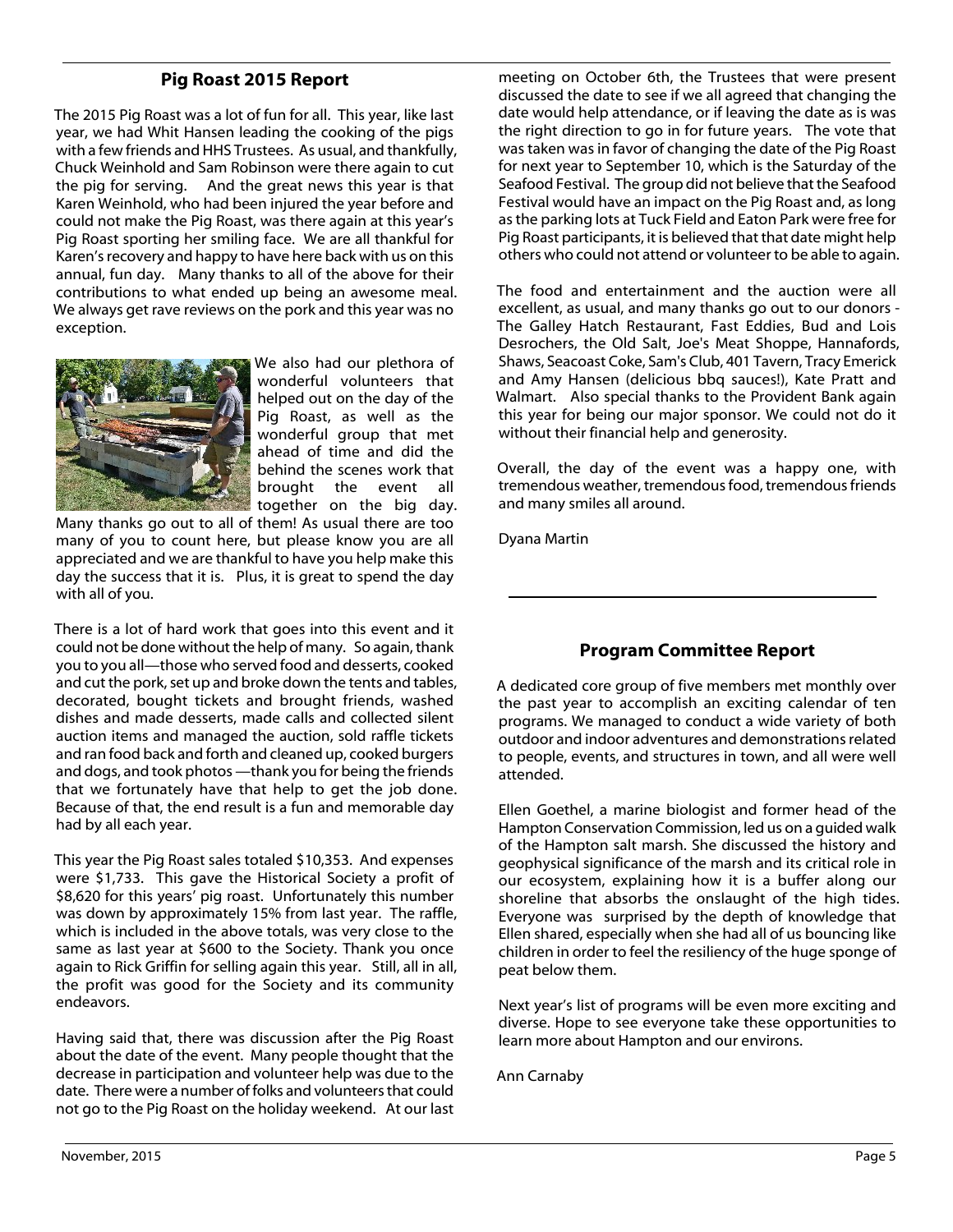## Pig Roast 2015 Report

The 2015 Pig Roast was a lot of fun for all. This year, like last year, we had Whit Hansen leading the cooking of the pigs with a few friends and HHS Trustees. As usual, and thankfully, Chuck Weinhold and Sam Robinson were there again to cut the pig for serving. And the great news this year is that Karen Weinhold, who had been injured the year before and could not make the Pig Roast, was there again at this year's Pig Roast sporting her smiling face. We are all thankful for Karen's recovery and happy to have here back with us on this annual, fun day. Many thanks to all of the above for their contributions to what ended up being an awesome meal. We always get rave reviews on the pork and this year was no exception.

We also had our plethora of wonderful volunteers that helped out on the day of the Pig Roast, as well as the wonderful group that met ahead of time and did the behind the scenes work that brought the event all together on the big day. Many thanks go out to all of them! As usual there are too many of you to count here, but please know you are all appreciated and we are thankful to have you help make this day the success that it is. Plus, it is great to spend the day with all of you.

There is a lot of hard work that goes into this event and it could not be done without the help of many. So again, thank you to you all—those who served food and desserts, cooked and cut the pork, set up and broke down the tents and tables, decorated, bought tickets and brought friends, washed dishes and made desserts, made calls and collected silent auction items and managed the auction, sold raffle tickets and ran food back and forth and cleaned up, cooked burgers and dogs, and took photos —thank you for being the friends that we fortunately have that help to get the job done. Because of that, the end result is a fun and memorable day had by all each year.

This year the Pig Roast sales totaled $10,353. And expenses were $1,733. This gave the Historical Society a profit of $8,620 for this years' pig roast. Unfortunately this number was down by approximately 15% from last year. The raffle, which is included in the above totals, was very close to the same as last year at $600 to the Society. Thank you once again to Rick Griffin for selling again this year. Still, all in all, the profit was good for the Society and its community endeavors.

Having said that, there was discussion after the Pig Roast about the date of the event. Many people thought that the decrease in participation and volunteer help was due to the date. There were a number of folks and volunteers that could not go to the Pig Roast on the holiday weekend. At our last meeting on October 6th, the Trustees that were present discussed the date to see if we all agreed that changing the date would help attendance, or if leaving the date as is was the right direction to go in for future years. The vote that was taken was in favor of changing the date of the Pig Roast for next year to September 10, which is the Saturday of the Seafood Festival. The group did not believe that the Seafood Festival would have an impact on the Pig Roast and, as long as the parking lots at Tuck Field and Eaton Park were free for Pig Roast participants, it is believed that that date might help others who could not attend or volunteer to be able to again.

The food and entertainment and the auction were all excellent, as usual, and many thanks go out to our donors - The Galley Hatch Restaurant, Fast Eddies, Bud and Lois Desrochers, the Old Salt, Joe's Meat Shoppe, Hannafords, Shaws, Seacoast Coke, Sam's Club, 401 Tavern, Tracy Emerick and Amy Hansen (delicious bbq sauces!), Kate Pratt and Walmart. Also special thanks to the Provident Bank again this year for being our major sponsor. We could not do it without their financial help and generosity.

Overall, the day of the event was a happy one, with tremendous weather, tremendous food, tremendous friends and many smiles all around.

Dyana Martin

---

## Program Committee Report

A dedicated core group of five members met monthly over the past year to accomplish an exciting calendar of ten programs. We managed to conduct a wide variety of both outdoor and indoor adventures and demonstrations related to people, events, and structures in town, and all were well attended.

Ellen Goethel, a marine biologist and former head of the Hampton Conservation Commission, led us on a guided walk of the Hampton salt marsh. She discussed the history and geophysical significance of the marsh and its critical role in our ecosystem, explaining how it is a buffer along our shoreline that absorbs the onslaught of the high tides. Everyone was surprised by the depth of knowledge that Ellen shared, especially when she had all of us bouncing like children in order to feel the resiliency of the huge sponge of peat below them.

Next year's list of programs will be even more exciting and diverse. Hope to see everyone take these opportunities to learn more about Hampton and our environs.

Ann Carnaby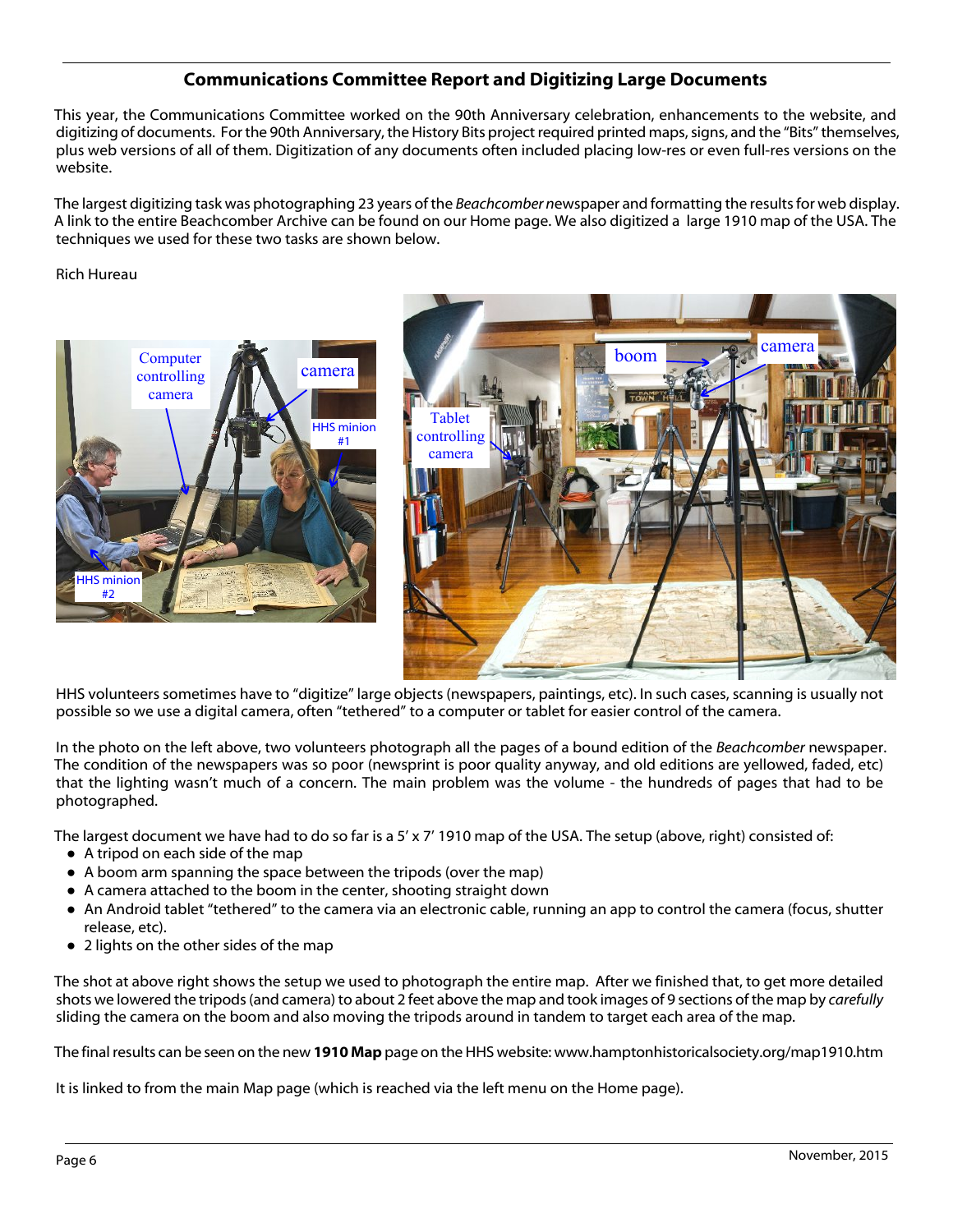## Communications Committee Report and Digitizing Large Documents

This year, the Communications Committee worked on the 90th Anniversary celebration, enhancements to the website, and digitizing of documents. For the 90th Anniversary, the History Bits project required printed maps, signs, and the "Bits" themselves, plus web versions of all of them. Digitization of any documents often included placing low-res or even full-res versions on the website.

The largest digitizing task was photographing 23 years of the *Beachcomber* newspaper and formatting the results for web display. A link to the entire Beachcomber Archive can be found on our Home page. We also digitized a large 1910 map of the USA. The techniques we used for these two tasks are shown below.

Rich Hureau

HHS volunteers sometimes have to "digitize" large objects (newspapers, paintings, etc). In such cases, scanning is usually not possible so we use a digital camera, often "tethered" to a computer or tablet for easier control of the camera.

In the photo on the left above, two volunteers photograph all the pages of a bound edition of the *Beachcomber* newspaper. The condition of the newspapers was so poor (newsprint is poor quality anyway, and old editions are yellowed, faded, etc) that the lighting wasn't much of a concern. The main problem was the volume - the hundreds of pages that had to be photographed.

The largest document we have had to do so far is a 5′ x 7′ 1910 map of the USA. The setup (above, right) consisted of:

- A tripod on each side of the map
- A boom arm spanning the space between the tripods (over the map)
- A camera attached to the boom in the center, shooting straight down
- An Android tablet "tethered" to the camera via an electronic cable, running an app to control the camera (focus, shutter release, etc).
- 2 lights on the other sides of the map

The shot at above right shows the setup we used to photograph the entire map. After we finished that, to get more detailed shots we lowered the tripods (and camera) to about 2 feet above the map and took images of 9 sections of the map by *carefully* sliding the camera on the boom and also moving the tripods around in tandem to target each area of the map.

The final results can be seen on the new **1910 Map** page on the HHS website: www.hamptonhistoricalsociety.org/map1910.htm

It is linked to from the main Map page (which is reached via the left menu on the Home page).